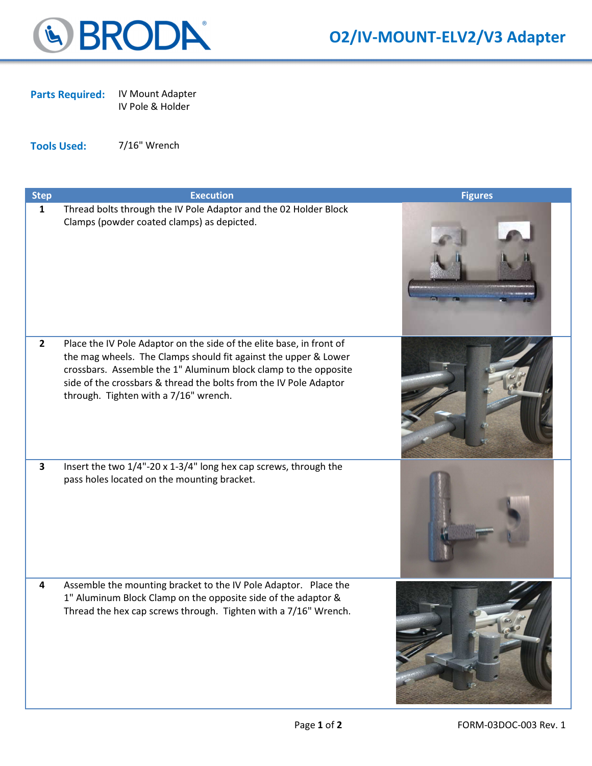# O2/IV-MOUNT-ELV2/V3 Adapter

**Parts Required:** IV Mount Adapter
IV Pole & Holder

**Tools Used:** 7/16" Wrench

| Step | Execution | Figures |
|---|---|---|
| 1 | Thread bolts through the IV Pole Adaptor and the 02 Holder Block Clamps (powder coated clamps) as depicted. | |
| 2 | Place the IV Pole Adaptor on the side of the elite base, in front of the mag wheels. The Clamps should fit against the upper & Lower crossbars. Assemble the 1" Aluminum block clamp to the opposite side of the crossbars & thread the bolts from the IV Pole Adaptor through. Tighten with a 7/16" wrench. | |
| 3 | Insert the two 1/4"-20 x 1-3/4" long hex cap screws, through the pass holes located on the mounting bracket. | |
| 4 | Assemble the mounting bracket to the IV Pole Adaptor. Place the 1" Aluminum Block Clamp on the opposite side of the adaptor & Thread the hex cap screws through. Tighten with a 7/16" Wrench. | |

FORM-03DOC-003 Rev. 1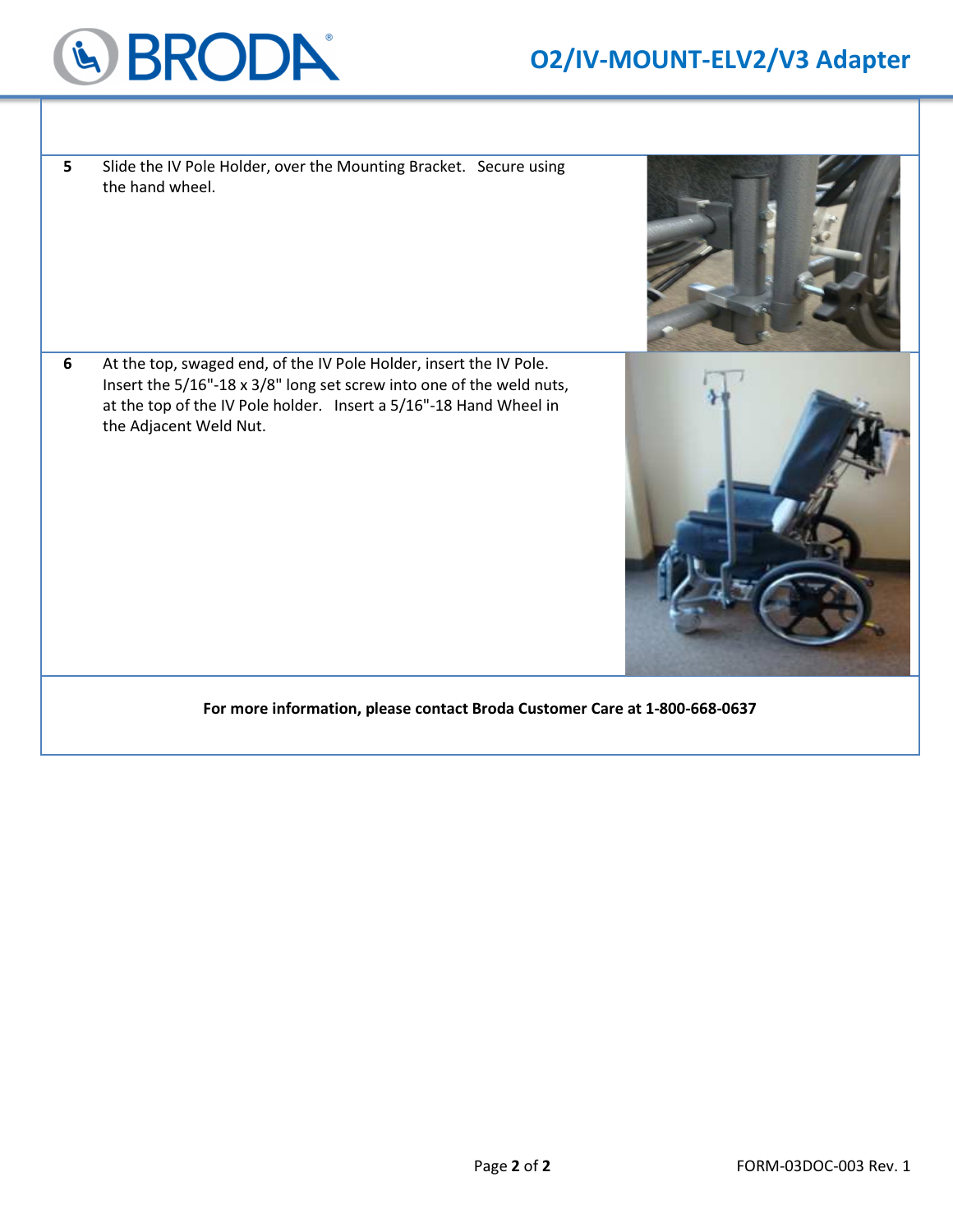| | |
|---|---|
| **5** | Slide the IV Pole Holder, over the Mounting Bracket. Secure using the hand wheel. |
| **6** | At the top, swaged end, of the IV Pole Holder, insert the IV Pole. Insert the 5/16"-18 x 3/8" long set screw into one of the weld nuts, at the top of the IV Pole holder. Insert a 5/16"-18 Hand Wheel in the Adjacent Weld Nut. |

**For more information, please contact Broda Customer Care at 1-800-668-0637**

FORM-03DOC-003 Rev. 1